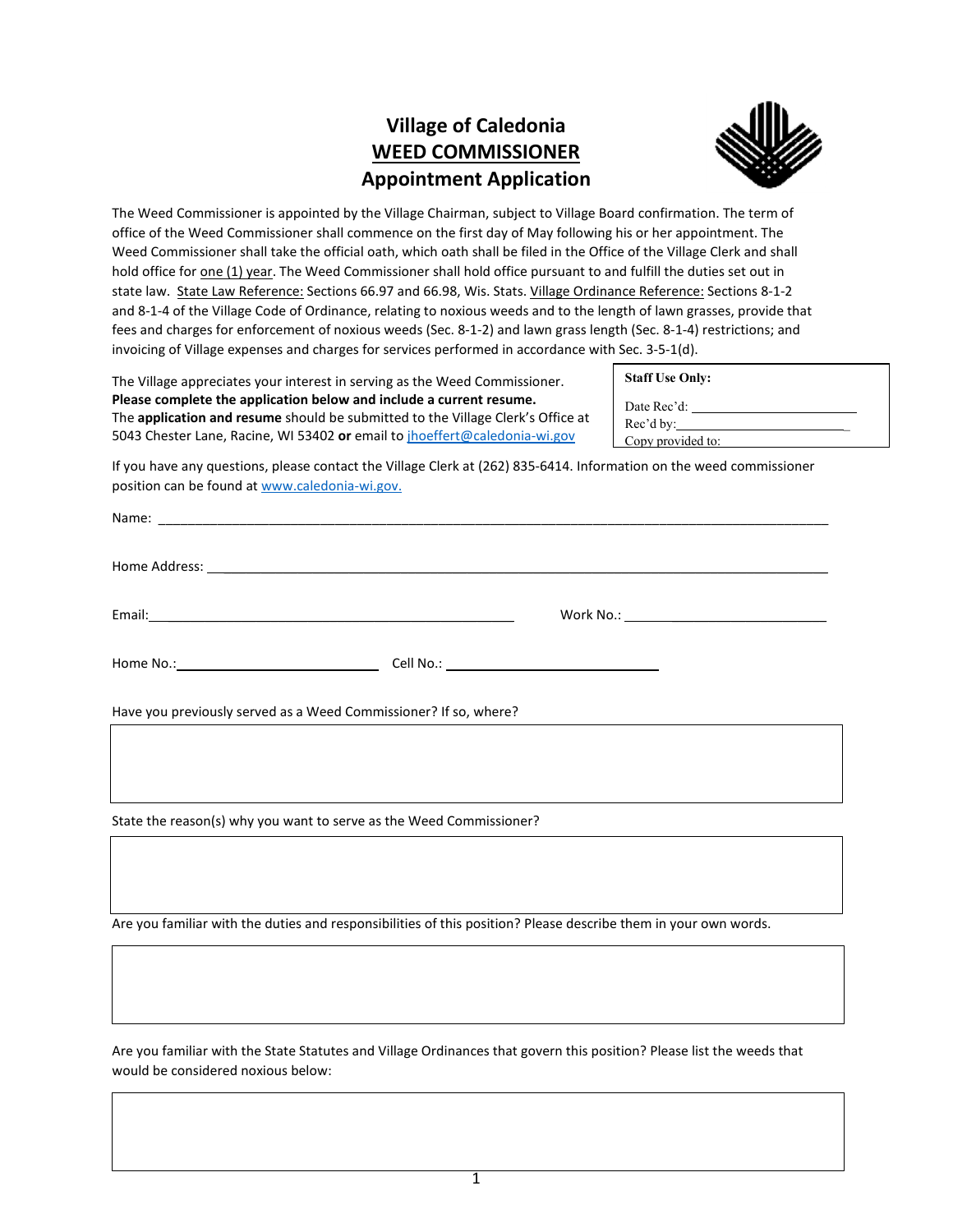# Village of Caledonia

## WEED COMMISSIONER

## Appointment Application

The Weed Commissioner is appointed by the Village Chairman, subject to Village Board confirmation. The term of office of the Weed Commissioner shall commence on the first day of May following his or her appointment. The Weed Commissioner shall take the official oath, which oath shall be filed in the Office of the Village Clerk and shall hold office for one (1) year. The Weed Commissioner shall hold office pursuant to and fulfill the duties set out in state law. State Law Reference: Sections 66.97 and 66.98, Wis. Stats. Village Ordinance Reference: Sections 8-1-2 and 8-1-4 of the Village Code of Ordinance, relating to noxious weeds and to the length of lawn grasses, provide that fees and charges for enforcement of noxious weeds (Sec. 8-1-2) and lawn grass length (Sec. 8-1-4) restrictions; and invoicing of Village expenses and charges for services performed in accordance with Sec. 3-5-1(d).

The Village appreciates your interest in serving as the Weed Commissioner.
**Please complete the application below and include a current resume.**
The **application and resume** should be submitted to the Village Clerk's Office at 5043 Chester Lane, Racine, WI 53402 **or** email to jhoeffert@caledonia-wi.gov

**Staff Use Only:**

Date Rec'd: ______________________
Rec'd by: ______________________
Copy provided to:

If you have any questions, please contact the Village Clerk at (262) 835-6414. Information on the weed commissioner position can be found at www.caledonia-wi.gov.

Name: ______________________________________________

Home Address: ______________________________________________

Email: ______________________________ Work No.: ______________________

Home No.: ______________________ Cell No.: ______________________

Have you previously served as a Weed Commissioner? If so, where?

State the reason(s) why you want to serve as the Weed Commissioner?

Are you familiar with the duties and responsibilities of this position? Please describe them in your own words.

Are you familiar with the State Statutes and Village Ordinances that govern this position? Please list the weeds that would be considered noxious below: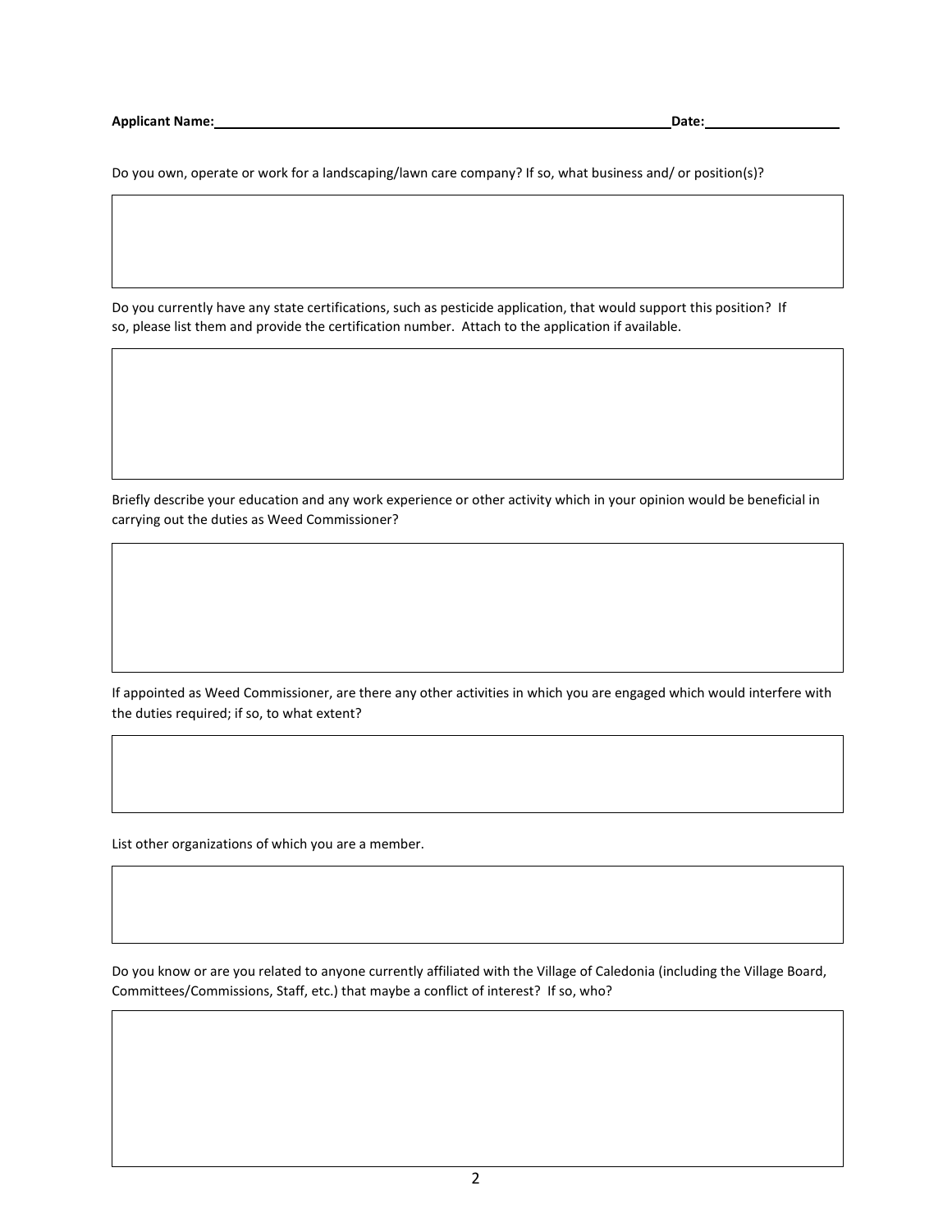**Applicant Name:**\_\_\_\_\_\_\_\_\_\_\_\_\_\_\_\_\_\_\_\_\_\_\_\_\_\_\_\_\_\_\_\_\_\_\_\_\_\_\_\_\_\_\_\_\_\_\_\_\_\_\_\_\_\_\_\_\_\_\_\_\_\_ **Date:**\_\_\_\_\_\_\_\_\_\_\_\_\_\_\_\_\_\_

Do you own, operate or work for a landscaping/lawn care company? If so, what business and/ or position(s)?

Do you currently have any state certifications, such as pesticide application, that would support this position? If so, please list them and provide the certification number. Attach to the application if available.

Briefly describe your education and any work experience or other activity which in your opinion would be beneficial in carrying out the duties as Weed Commissioner?

If appointed as Weed Commissioner, are there any other activities in which you are engaged which would interfere with the duties required; if so, to what extent?

List other organizations of which you are a member.

Do you know or are you related to anyone currently affiliated with the Village of Caledonia (including the Village Board, Committees/Commissions, Staff, etc.) that maybe a conflict of interest? If so, who?